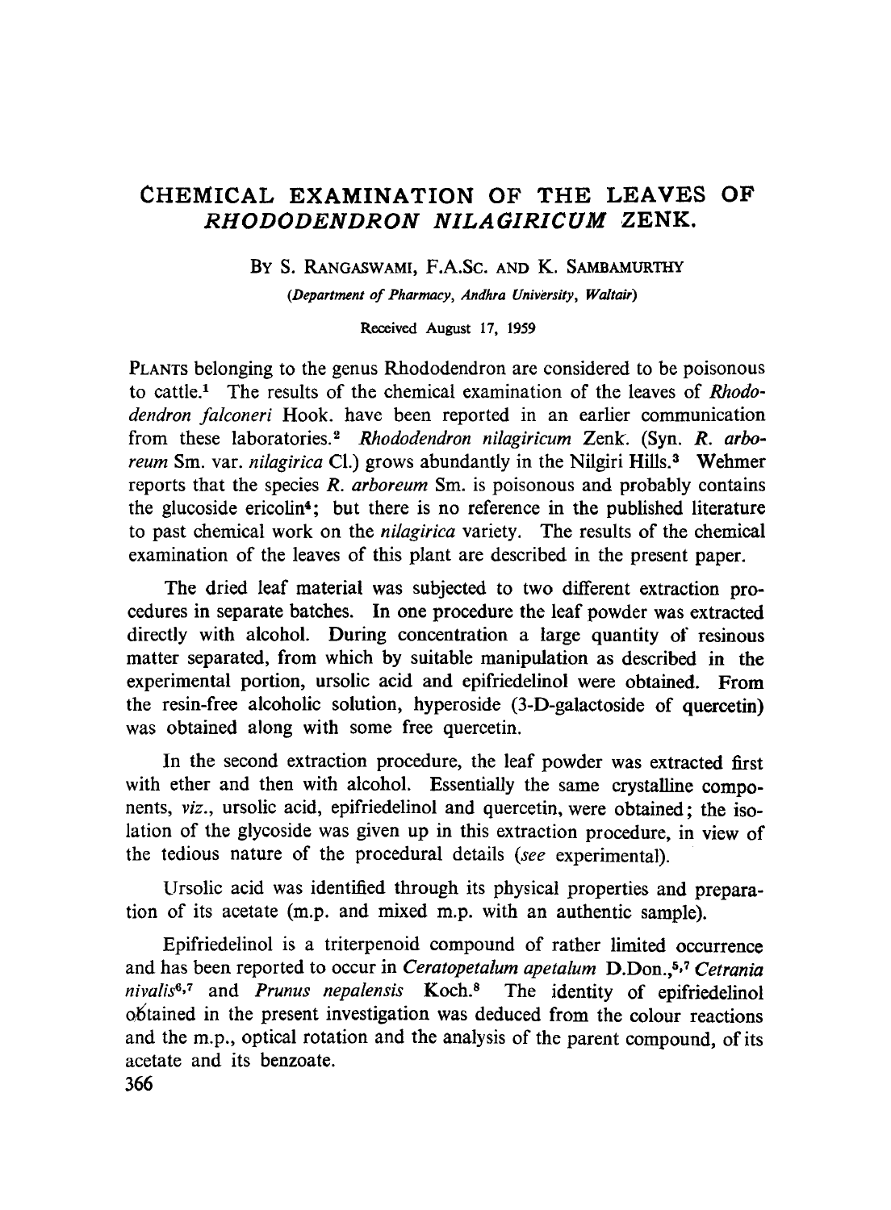# CHEMICAL EXAMINATION OF THE LEAVES OF *RHODODENDRON NILAGIRICUM* ZENK.

BY S. RANGASWAMI, F.A.SC. AND K. SAMBAMURTHY

*(Department of Pharmacy, Andhra University, Waltair)*

Received August 17, 1959

PLANTS belonging to the genus Rhododendron are considered to be poisonous to cattle.[1] The results of the chemical examination of the leaves of *Rhododendron falconeri* Hook. have been reported in an earlier communication from these laboratories.[2] *Rhododendron nilagiricum* Zenk. (Syn. *R. arboreum* Sm. var. *nilagirica* Cl.) grows abundantly in the Nilgiri Hills.[3] Wehmer reports that the species *R. arboreum* Sm. is poisonous and probably contains the glucoside ericolin[4]; but there is no reference in the published literature to past chemical work on the *nilagirica* variety. The results of the chemical examination of the leaves of this plant are described in the present paper.

The dried leaf material was subjected to two different extraction procedures in separate batches. In one procedure the leaf powder was extracted directly with alcohol. During concentration a large quantity of resinous matter separated, from which by suitable manipulation as described in the experimental portion, ursolic acid and epifriedelinol were obtained. From the resin-free alcoholic solution, hyperoside (3-D-galactoside of quercetin) was obtained along with some free quercetin.

In the second extraction procedure, the leaf powder was extracted first with ether and then with alcohol. Essentially the same crystalline components, *viz.*, ursolic acid, epifriedelinol and quercetin, were obtained; the isolation of the glycoside was given up in this extraction procedure, in view of the tedious nature of the procedural details (*see* experimental).

Ursolic acid was identified through its physical properties and preparation of its acetate (m.p. and mixed m.p. with an authentic sample).

Epifriedelinol is a triterpenoid compound of rather limited occurrence and has been reported to occur in *Ceratopetalum apetalum* D.Don.,[5,7] *Cetrania nivalis*[6,7] and *Prunus nepalensis* Koch.[8] The identity of epifriedelinol obtained in the present investigation was deduced from the colour reactions and the m.p., optical rotation and the analysis of the parent compound, of its acetate and its benzoate.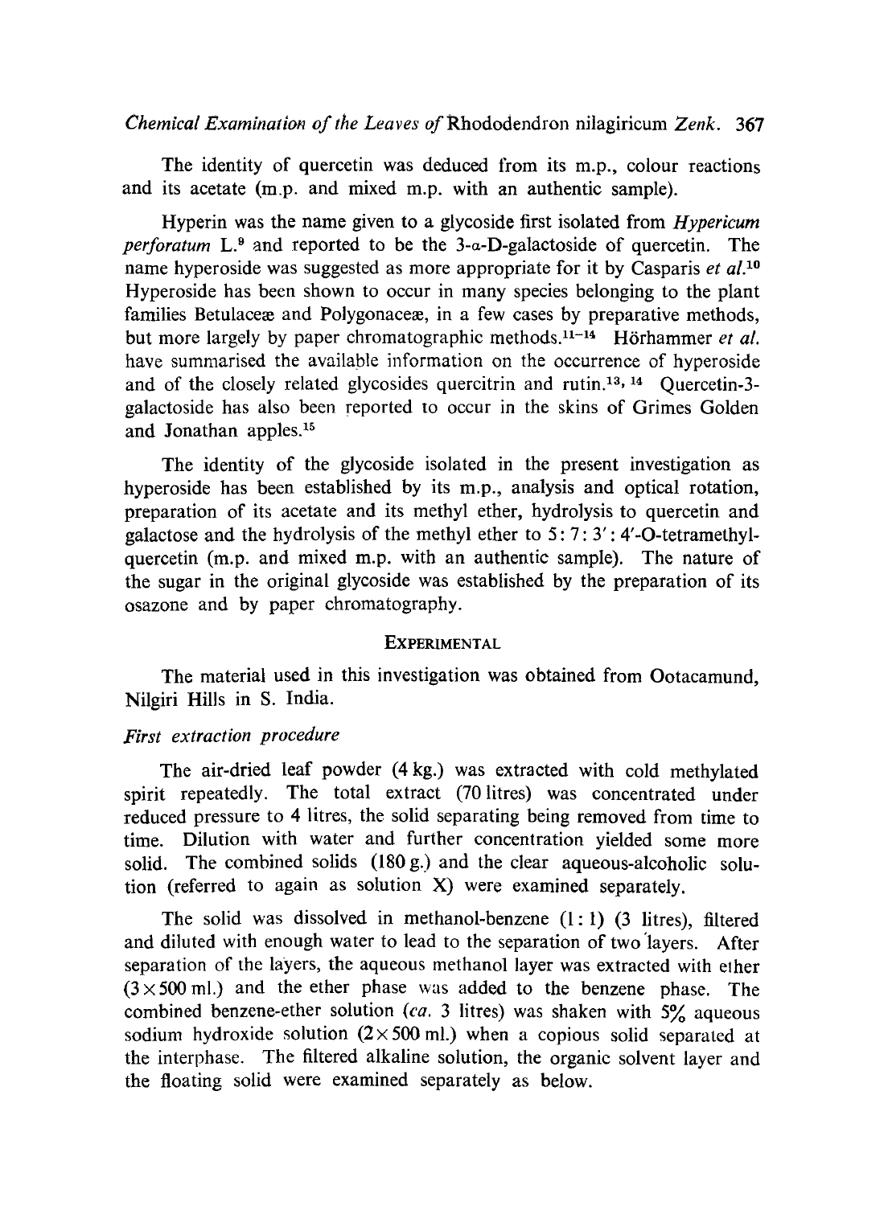The identity of quercetin was deduced from its m.p., colour reactions and its acetate (m.p. and mixed m.p. with an authentic sample).

Hyperin was the name given to a glycoside first isolated from *Hypericum perforatum* L.[9] and reported to be the 3-α-D-galactoside of quercetin. The name hyperoside was suggested as more appropriate for it by Casparis *et al.*[10] Hyperoside has been shown to occur in many species belonging to the plant families Betulaceæ and Polygonaceæ, in a few cases by preparative methods, but more largely by paper chromatographic methods.[11–14] Hörhammer *et al.* have summarised the available information on the occurrence of hyperoside and of the closely related glycosides quercitrin and rutin.[13, 14] Quercetin-3-galactoside has also been reported to occur in the skins of Grimes Golden and Jonathan apples.[15]

The identity of the glycoside isolated in the present investigation as hyperoside has been established by its m.p., analysis and optical rotation, preparation of its acetate and its methyl ether, hydrolysis to quercetin and galactose and the hydrolysis of the methyl ether to 5 : 7 : 3′ : 4′-O-tetramethyl-quercetin (m.p. and mixed m.p. with an authentic sample). The nature of the sugar in the original glycoside was established by the preparation of its osazone and by paper chromatography.

## EXPERIMENTAL

The material used in this investigation was obtained from Ootacamund, Nilgiri Hills in S. India.

### *First extraction procedure*

The air-dried leaf powder (4 kg.) was extracted with cold methylated spirit repeatedly. The total extract (70 litres) was concentrated under reduced pressure to 4 litres, the solid separating being removed from time to time. Dilution with water and further concentration yielded some more solid. The combined solids (180 g.) and the clear aqueous-alcoholic solution (referred to again as solution X) were examined separately.

The solid was dissolved in methanol-benzene (1 : 1) (3 litres), filtered and diluted with enough water to lead to the separation of two layers. After separation of the layers, the aqueous methanol layer was extracted with ether ($3 \times 500$ ml.) and the ether phase was added to the benzene phase. The combined benzene-ether solution (*ca.* 3 litres) was shaken with 5% aqueous sodium hydroxide solution ($2 \times 500$ ml.) when a copious solid separated at the interphase. The filtered alkaline solution, the organic solvent layer and the floating solid were examined separately as below.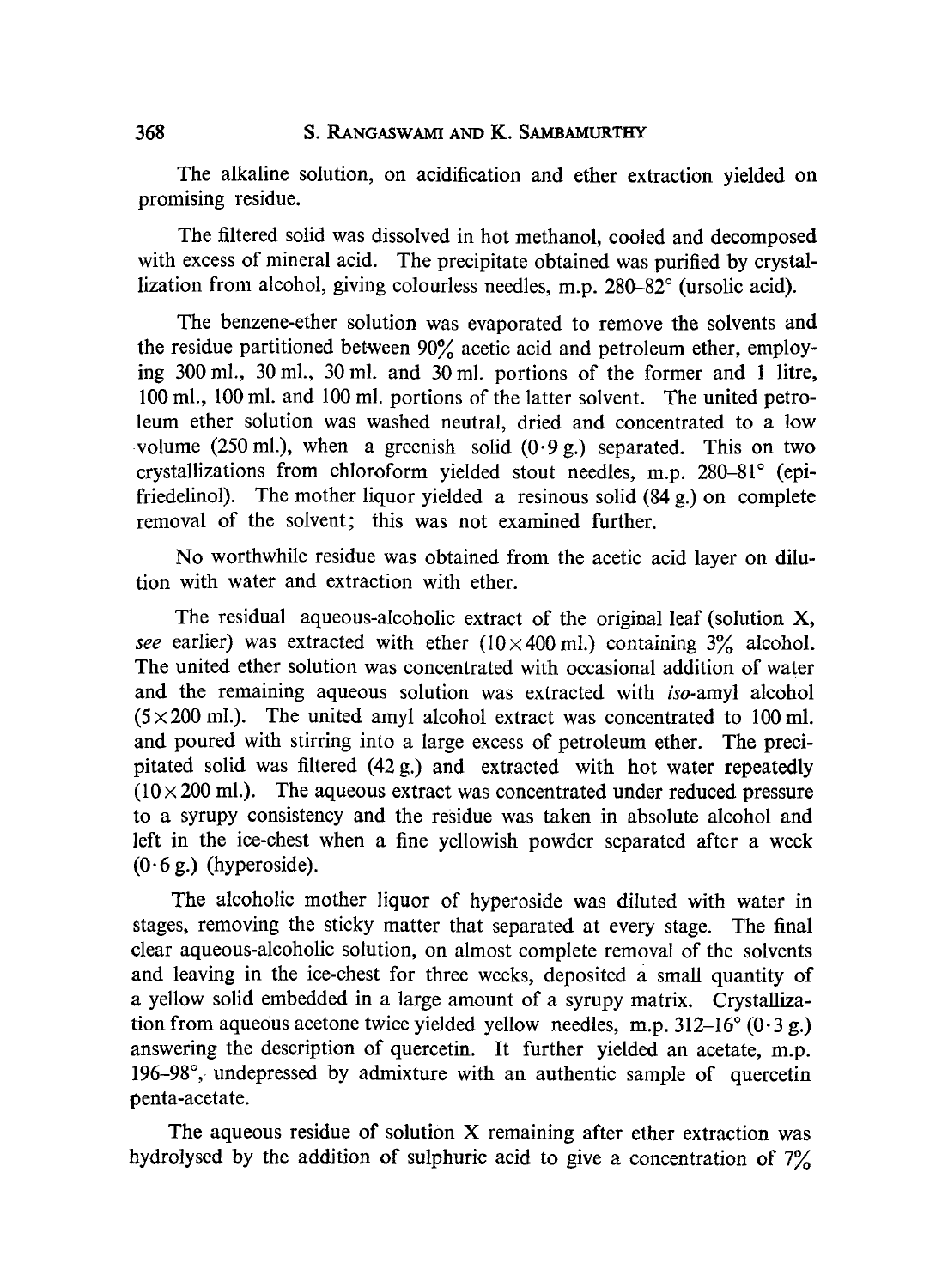The alkaline solution, on acidification and ether extraction yielded on promising residue.

The filtered solid was dissolved in hot methanol, cooled and decomposed with excess of mineral acid. The precipitate obtained was purified by crystallization from alcohol, giving colourless needles, m.p. 280–82° (ursolic acid).

The benzene-ether solution was evaporated to remove the solvents and the residue partitioned between 90% acetic acid and petroleum ether, employing 300 ml., 30 ml., 30 ml. and 30 ml. portions of the former and 1 litre, 100 ml., 100 ml. and 100 ml. portions of the latter solvent. The united petroleum ether solution was washed neutral, dried and concentrated to a low volume (250 ml.), when a greenish solid (0·9 g.) separated. This on two crystallizations from chloroform yielded stout needles, m.p. 280–81° (epi-friedelinol). The mother liquor yielded a resinous solid (84 g.) on complete removal of the solvent; this was not examined further.

No worthwhile residue was obtained from the acetic acid layer on dilution with water and extraction with ether.

The residual aqueous-alcoholic extract of the original leaf (solution X, *see* earlier) was extracted with ether ($10 \times 400$ ml.) containing 3% alcohol. The united ether solution was concentrated with occasional addition of water and the remaining aqueous solution was extracted with *iso*-amyl alcohol ($5 \times 200$ ml.). The united amyl alcohol extract was concentrated to 100 ml. and poured with stirring into a large excess of petroleum ether. The precipitated solid was filtered (42 g.) and extracted with hot water repeatedly ($10 \times 200$ ml.). The aqueous extract was concentrated under reduced pressure to a syrupy consistency and the residue was taken in absolute alcohol and left in the ice-chest when a fine yellowish powder separated after a week (0·6 g.) (hyperoside).

The alcoholic mother liquor of hyperoside was diluted with water in stages, removing the sticky matter that separated at every stage. The final clear aqueous-alcoholic solution, on almost complete removal of the solvents and leaving in the ice-chest for three weeks, deposited a small quantity of a yellow solid embedded in a large amount of a syrupy matrix. Crystallization from aqueous acetone twice yielded yellow needles, m.p. 312–16° (0·3 g.) answering the description of quercetin. It further yielded an acetate, m.p. 196–98°, undepressed by admixture with an authentic sample of quercetin penta-acetate.

The aqueous residue of solution X remaining after ether extraction was hydrolysed by the addition of sulphuric acid to give a concentration of 7%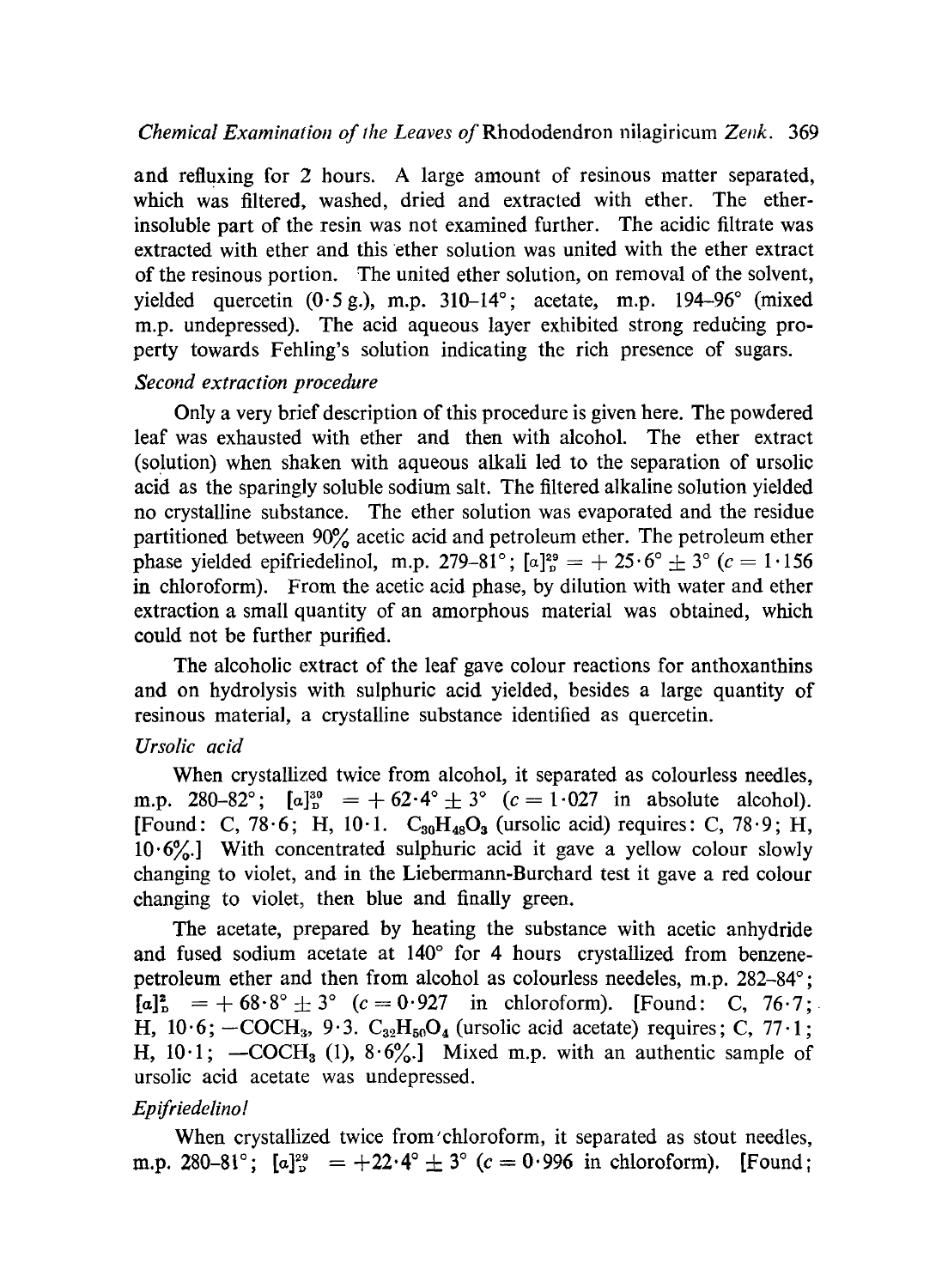and refluxing for 2 hours. A large amount of resinous matter separated, which was filtered, washed, dried and extracted with ether. The ether-insoluble part of the resin was not examined further. The acidic filtrate was extracted with ether and this ether solution was united with the ether extract of the resinous portion. The united ether solution, on removal of the solvent, yielded quercetin (0·5 g.), m.p. 310–14°; acetate, m.p. 194–96° (mixed m.p. undepressed). The acid aqueous layer exhibited strong reducing property towards Fehling's solution indicating the rich presence of sugars.

*Second extraction procedure*

Only a very brief description of this procedure is given here. The powdered leaf was exhausted with ether and then with alcohol. The ether extract (solution) when shaken with aqueous alkali led to the separation of ursolic acid as the sparingly soluble sodium salt. The filtered alkaline solution yielded no crystalline substance. The ether solution was evaporated and the residue partitioned between 90% acetic acid and petroleum ether. The petroleum ether phase yielded epifriedelinol, m.p. 279–81°; $[\alpha]_D^{29} = +25{\cdot}6° \pm 3°$ ($c = 1{\cdot}156$ in chloroform). From the acetic acid phase, by dilution with water and ether extraction a small quantity of an amorphous material was obtained, which could not be further purified.

The alcoholic extract of the leaf gave colour reactions for anthoxanthins and on hydrolysis with sulphuric acid yielded, besides a large quantity of resinous material, a crystalline substance identified as quercetin.

*Ursolic acid*

When crystallized twice from alcohol, it separated as colourless needles, m.p. 280–82°; $[\alpha]_D^{30} = +62{\cdot}4° \pm 3°$ ($c = 1{\cdot}027$ in absolute alcohol). [Found: C, 78·6; H, 10·1. $C_{30}H_{48}O_3$ (ursolic acid) requires: C, 78·9; H, 10·6%.] With concentrated sulphuric acid it gave a yellow colour slowly changing to violet, and in the Liebermann-Burchard test it gave a red colour changing to violet, then blue and finally green.

The acetate, prepared by heating the substance with acetic anhydride and fused sodium acetate at 140° for 4 hours crystallized from benzene-petroleum ether and then from alcohol as colourless needeles, m.p. 282–84°; $[\alpha]_D^{2} = +68{\cdot}8° \pm 3°$ ($c = 0{\cdot}927$ in chloroform). [Found: C, 76·7; H, 10·6; $-COCH_3$, 9·3. $C_{32}H_{50}O_4$ (ursolic acid acetate) requires; C, 77·1; H, 10·1; $-COCH_3$ (1), 8·6%.] Mixed m.p. with an authentic sample of ursolic acid acetate was undepressed.

*Epifriedelinol*

When crystallized twice from chloroform, it separated as stout needles, m.p. 280–81°; $[\alpha]_D^{29} = +22{\cdot}4° \pm 3°$ ($c = 0{\cdot}996$ in chloroform). [Found;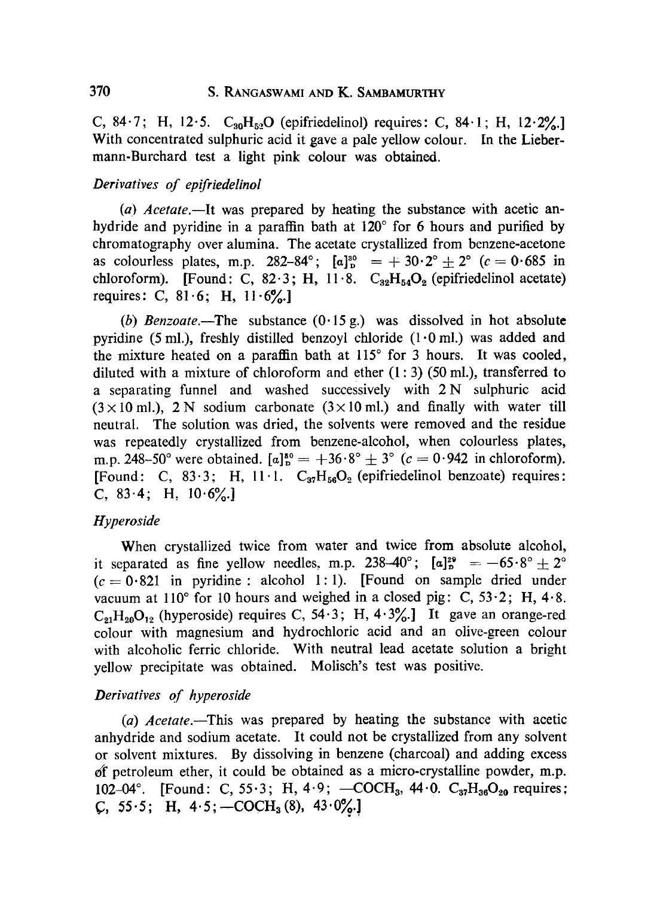C, 84·7; H, 12·5. $C_{30}H_{52}O$ (epifriedelinol) requires: C, 84·1; H, 12·2%.] With concentrated sulphuric acid it gave a pale yellow colour. In the Liebermann-Burchard test a light pink colour was obtained.

### *Derivatives of epifriedelinol*

(*a*) *Acetate.*—It was prepared by heating the substance with acetic anhydride and pyridine in a paraffin bath at 120° for 6 hours and purified by chromatography over alumina. The acetate crystallized from benzene-acetone as colourless plates, m.p. 282–84°; $[\alpha]_D^{30} = +30·2° \pm 2°$ ($c = 0·685$ in chloroform). [Found: C, 82·3; H, 11·8. $C_{32}H_{54}O_2$ (epifriedelinol acetate) requires: C, 81·6; H, 11·6%.]

(*b*) *Benzoate.*—The substance (0·15 g.) was dissolved in hot absolute pyridine (5 ml.), freshly distilled benzoyl chloride (1·0 ml.) was added and the mixture heated on a paraffin bath at 115° for 3 hours. It was cooled, diluted with a mixture of chloroform and ether (1 : 3) (50 ml.), transferred to a separating funnel and washed successively with 2 N sulphuric acid (3×10 ml.), 2 N sodium carbonate (3×10 ml.) and finally with water till neutral. The solution was dried, the solvents were removed and the residue was repeatedly crystallized from benzene-alcohol, when colourless plates, m.p. 248–50° were obtained. $[\alpha]_D^{30} = +36·8° \pm 3°$ ($c = 0·942$ in chloroform). [Found: C, 83·3; H, 11·1. $C_{37}H_{56}O_2$ (epifriedelinol benzoate) requires: C, 83·4; H, 10·6%.]

### *Hyperoside*

When crystallized twice from water and twice from absolute alcohol, it separated as fine yellow needles, m.p. 238–40°; $[\alpha]_D^{29} = -65·8° \pm 2°$ ($c = 0·821$ in pyridine : alcohol 1 : 1). [Found on sample dried under vacuum at 110° for 10 hours and weighed in a closed pig: C, 53·2; H, 4·8. $C_{21}H_{20}O_{12}$ (hyperoside) requires C, 54·3; H, 4·3%.] It gave an orange-red colour with magnesium and hydrochloric acid and an olive-green colour with alcoholic ferric chloride. With neutral lead acetate solution a bright yellow precipitate was obtained. Molisch's test was positive.

### *Derivatives of hyperoside*

(*a*) *Acetate.*—This was prepared by heating the substance with acetic anhydride and sodium acetate. It could not be crystallized from any solvent or solvent mixtures. By dissolving in benzene (charcoal) and adding excess of petroleum ether, it could be obtained as a micro-crystalline powder, m.p. 102–04°. [Found: C, 55·3; H, 4·9; $-COCH_3$, 44·0. $C_{37}H_{36}O_{20}$ requires; C, 55·5; H, 4·5; $-COCH_3$ (8), 43·0%.]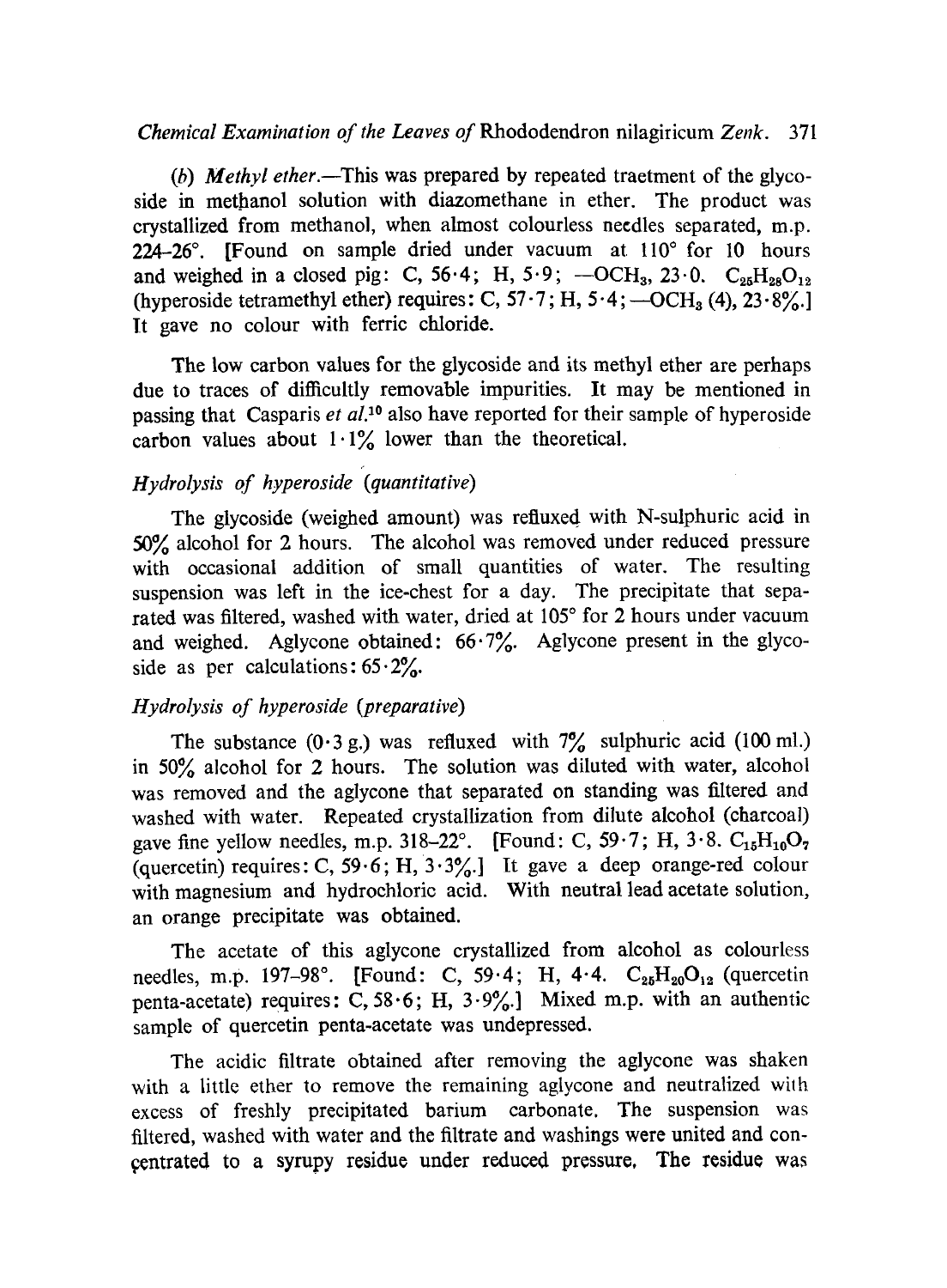(*b*) *Methyl ether*.—This was prepared by repeated traetment of the glycoside in methanol solution with diazomethane in ether. The product was crystallized from methanol, when almost colourless needles separated, m.p. 224–26°. [Found on sample dried under vacuum at 110° for 10 hours and weighed in a closed pig: C, 56·4; H, 5·9; $—OCH_3$, 23·0. $C_{25}H_{28}O_{12}$ (hyperoside tetramethyl ether) requires: C, 57·7; H, 5·4; $—OCH_3$ (4), 23·8%.] It gave no colour with ferric chloride.

The low carbon values for the glycoside and its methyl ether are perhaps due to traces of difficultly removable impurities. It may be mentioned in passing that Casparis *et al.*[10] also have reported for their sample of hyperoside carbon values about 1·1% lower than the theoretical.

### *Hydrolysis of hyperoside (quantitative)*

The glycoside (weighed amount) was refluxed with N-sulphuric acid in 50% alcohol for 2 hours. The alcohol was removed under reduced pressure with occasional addition of small quantities of water. The resulting suspension was left in the ice-chest for a day. The precipitate that separated was filtered, washed with water, dried at 105° for 2 hours under vacuum and weighed. Aglycone obtained: 66·7%. Aglycone present in the glycoside as per calculations: 65·2%.

### *Hydrolysis of hyperoside (preparative)*

The substance (0·3 g.) was refluxed with 7% sulphuric acid (100 ml.) in 50% alcohol for 2 hours. The solution was diluted with water, alcohol was removed and the aglycone that separated on standing was filtered and washed with water. Repeated crystallization from dilute alcohol (charcoal) gave fine yellow needles, m.p. 318–22°. [Found: C, 59·7; H, 3·8. $C_{15}H_{10}O_7$ (quercetin) requires: C, 59·6; H, 3·3%.] It gave a deep orange-red colour with magnesium and hydrochloric acid. With neutral lead acetate solution, an orange precipitate was obtained.

The acetate of this aglycone crystallized from alcohol as colourless needles, m.p. 197–98°. [Found: C, 59·4; H, 4·4. $C_{25}H_{20}O_{12}$ (quercetin penta-acetate) requires: C, 58·6; H, 3·9%.] Mixed m.p. with an authentic sample of quercetin penta-acetate was undepressed.

The acidic filtrate obtained after removing the aglycone was shaken with a little ether to remove the remaining aglycone and neutralized with excess of freshly precipitated barium carbonate. The suspension was filtered, washed with water and the filtrate and washings were united and concentrated to a syrupy residue under reduced pressure. The residue was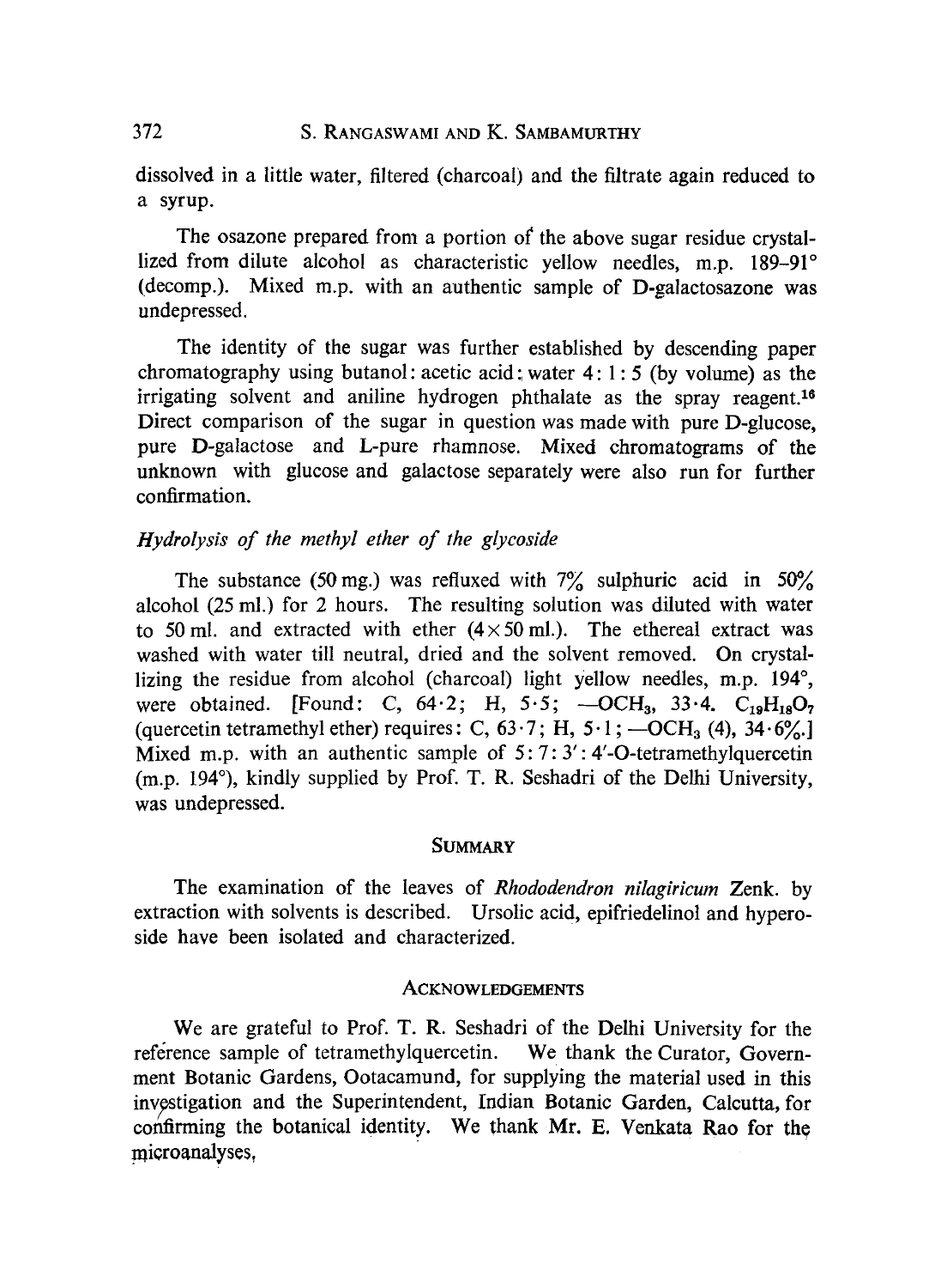dissolved in a little water, filtered (charcoal) and the filtrate again reduced to a syrup.

The osazone prepared from a portion of the above sugar residue crystallized from dilute alcohol as characteristic yellow needles, m.p. 189–91° (decomp.). Mixed m.p. with an authentic sample of D-galactosazone was undepressed.

The identity of the sugar was further established by descending paper chromatography using butanol: acetic acid: water 4 : 1 : 5 (by volume) as the irrigating solvent and aniline hydrogen phthalate as the spray reagent.[16] Direct comparison of the sugar in question was made with pure D-glucose, pure D-galactose and L-pure rhamnose. Mixed chromatograms of the unknown with glucose and galactose separately were also run for further confirmation.

### *Hydrolysis of the methyl ether of the glycoside*

The substance (50 mg.) was refluxed with 7% sulphuric acid in 50% alcohol (25 ml.) for 2 hours. The resulting solution was diluted with water to 50 ml. and extracted with ether (4 × 50 ml.). The ethereal extract was washed with water till neutral, dried and the solvent removed. On crystallizing the residue from alcohol (charcoal) light yellow needles, m.p. 194°, were obtained. [Found: C, 64·2; H, 5·5; —$OCH_3$, 33·4. $C_{19}H_{18}O_7$ (quercetin tetramethyl ether) requires: C, 63·7; H, 5·1; —$OCH_3$ (4), 34·6%.] Mixed m.p. with an authentic sample of 5 : 7 : 3′ : 4′-O-tetramethylquercetin (m.p. 194°), kindly supplied by Prof. T. R. Seshadri of the Delhi University, was undepressed.

## Summary

The examination of the leaves of *Rhododendron nilagiricum* Zenk. by extraction with solvents is described. Ursolic acid, epifriedelinol and hyperoside have been isolated and characterized.

## Acknowledgements

We are grateful to Prof. T. R. Seshadri of the Delhi University for the reference sample of tetramethylquercetin. We thank the Curator, Government Botanic Gardens, Ootacamund, for supplying the material used in this investigation and the Superintendent, Indian Botanic Garden, Calcutta, for confirming the botanical identity. We thank Mr. E. Venkata Rao for the microanalyses.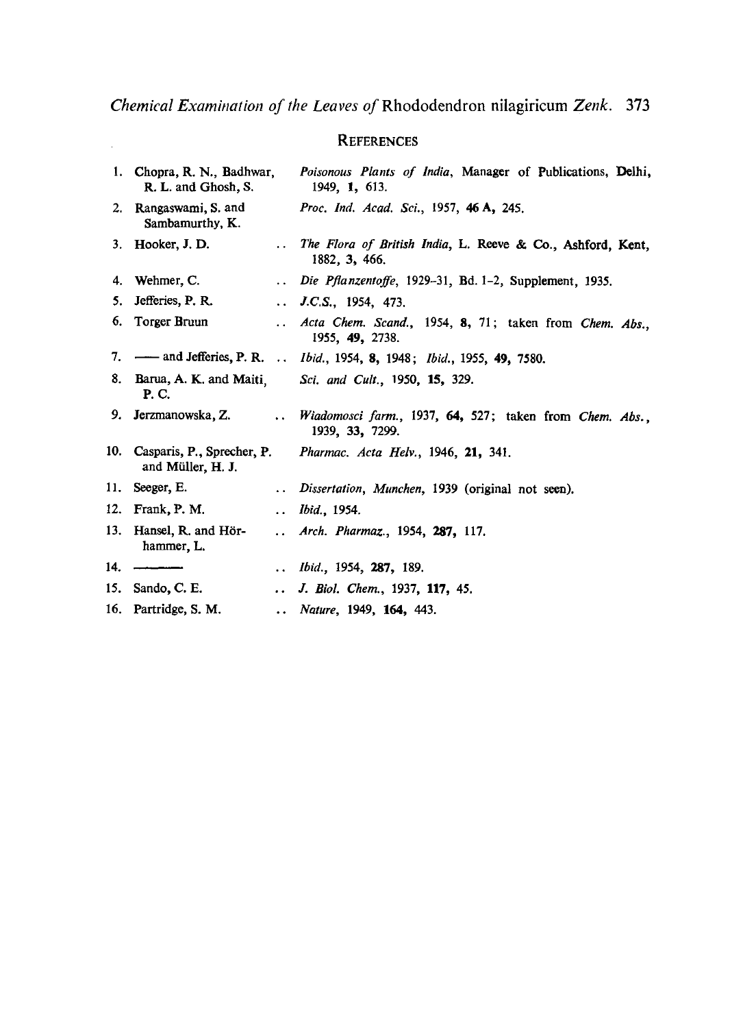## References

1. Chopra, R. N., Badhwar, R. L. and Ghosh, S. — *Poisonous Plants of India*, Manager of Publications, Delhi, 1949, **1**, 613.
2. Rangaswami, S. and Sambamurthy, K. — *Proc. Ind. Acad. Sci.*, 1957, **46 A**, 245.
3. Hooker, J. D. .. *The Flora of British India*, L. Reeve & Co., Ashford, Kent, 1882, **3**, 466.
4. Wehmer, C. .. *Die Pflanzentoffe*, 1929–31, Bd. 1–2, Supplement, 1935.
5. Jefferies, P. R. .. *J.C.S.*, 1954, 473.
6. Torger Bruun .. *Acta Chem. Scand.*, 1954, **8**, 71; taken from *Chem. Abs.*, 1955, **49**, 2738.
7. —— and Jefferies, P. R. .. *Ibid.*, 1954, **8**, 1948; *Ibid.*, 1955, **49**, 7580.
8. Barua, A. K. and Maiti, P. C. — *Sci. and Cult.*, 1950, **15**, 329.
9. Jerzmanowska, Z. .. *Wiadomosci farm.*, 1937, **64**, 527; taken from *Chem. Abs.*, 1939, **33**, 7299.
10. Casparis, P., Sprecher, P. and Müller, H. J. — *Pharmac. Acta Helv.*, 1946, **21**, 341.
11. Seeger, E. .. *Dissertation, Munchen*, 1939 (original not seen).
12. Frank, P. M. .. *Ibid.*, 1954.
13. Hansel, R. and Hörhammer, L. .. *Arch. Pharmaz.*, 1954, **287**, 117.
14. ——— .. *Ibid.*, 1954, **287**, 189.
15. Sando, C. E. .. *J. Biol. Chem.*, 1937, **117**, 45.
16. Partridge, S. M. .. *Nature*, 1949, **164**, 443.